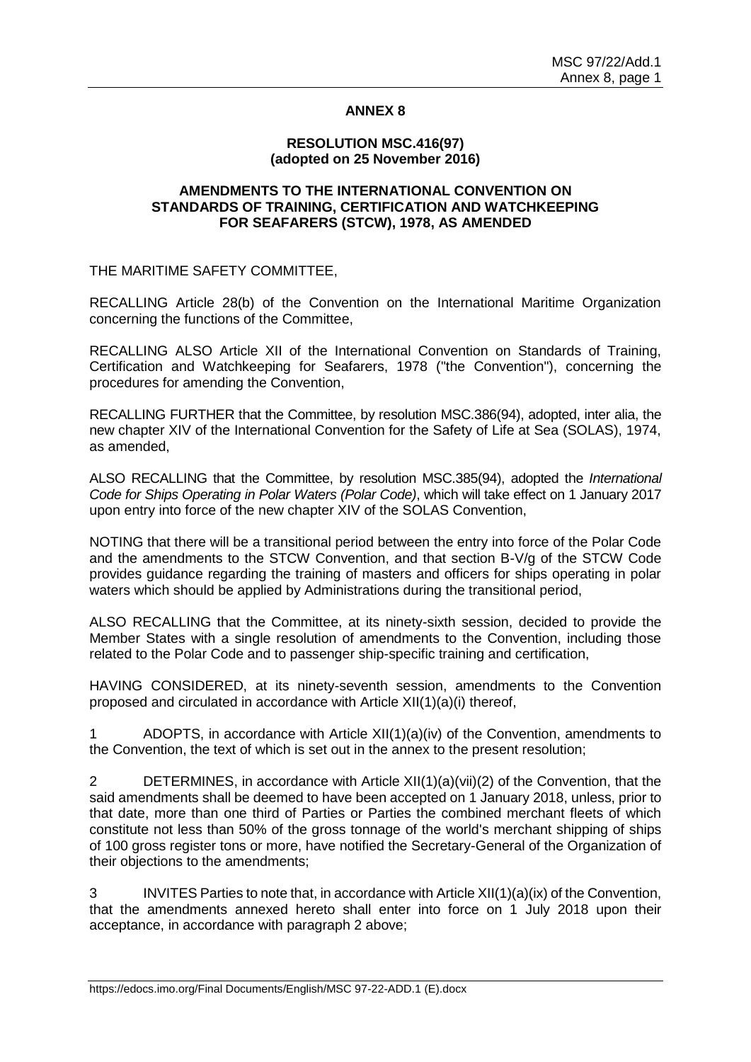## ANNEX 8

### RESOLUTION MSC.416(97)
### (adopted on 25 November 2016)

### AMENDMENTS TO THE INTERNATIONAL CONVENTION ON STANDARDS OF TRAINING, CERTIFICATION AND WATCHKEEPING FOR SEAFARERS (STCW), 1978, AS AMENDED

THE MARITIME SAFETY COMMITTEE,

RECALLING Article 28(b) of the Convention on the International Maritime Organization concerning the functions of the Committee,

RECALLING ALSO Article XII of the International Convention on Standards of Training, Certification and Watchkeeping for Seafarers, 1978 ("the Convention"), concerning the procedures for amending the Convention,

RECALLING FURTHER that the Committee, by resolution MSC.386(94), adopted, inter alia, the new chapter XIV of the International Convention for the Safety of Life at Sea (SOLAS), 1974, as amended,

ALSO RECALLING that the Committee, by resolution MSC.385(94), adopted the *International Code for Ships Operating in Polar Waters (Polar Code)*, which will take effect on 1 January 2017 upon entry into force of the new chapter XIV of the SOLAS Convention,

NOTING that there will be a transitional period between the entry into force of the Polar Code and the amendments to the STCW Convention, and that section B-V/g of the STCW Code provides guidance regarding the training of masters and officers for ships operating in polar waters which should be applied by Administrations during the transitional period,

ALSO RECALLING that the Committee, at its ninety-sixth session, decided to provide the Member States with a single resolution of amendments to the Convention, including those related to the Polar Code and to passenger ship-specific training and certification,

HAVING CONSIDERED, at its ninety-seventh session, amendments to the Convention proposed and circulated in accordance with Article XII(1)(a)(i) thereof,

1 ADOPTS, in accordance with Article XII(1)(a)(iv) of the Convention, amendments to the Convention, the text of which is set out in the annex to the present resolution;

2 DETERMINES, in accordance with Article XII(1)(a)(vii)(2) of the Convention, that the said amendments shall be deemed to have been accepted on 1 January 2018, unless, prior to that date, more than one third of Parties or Parties the combined merchant fleets of which constitute not less than 50% of the gross tonnage of the world's merchant shipping of ships of 100 gross register tons or more, have notified the Secretary-General of the Organization of their objections to the amendments;

3 INVITES Parties to note that, in accordance with Article XII(1)(a)(ix) of the Convention, that the amendments annexed hereto shall enter into force on 1 July 2018 upon their acceptance, in accordance with paragraph 2 above;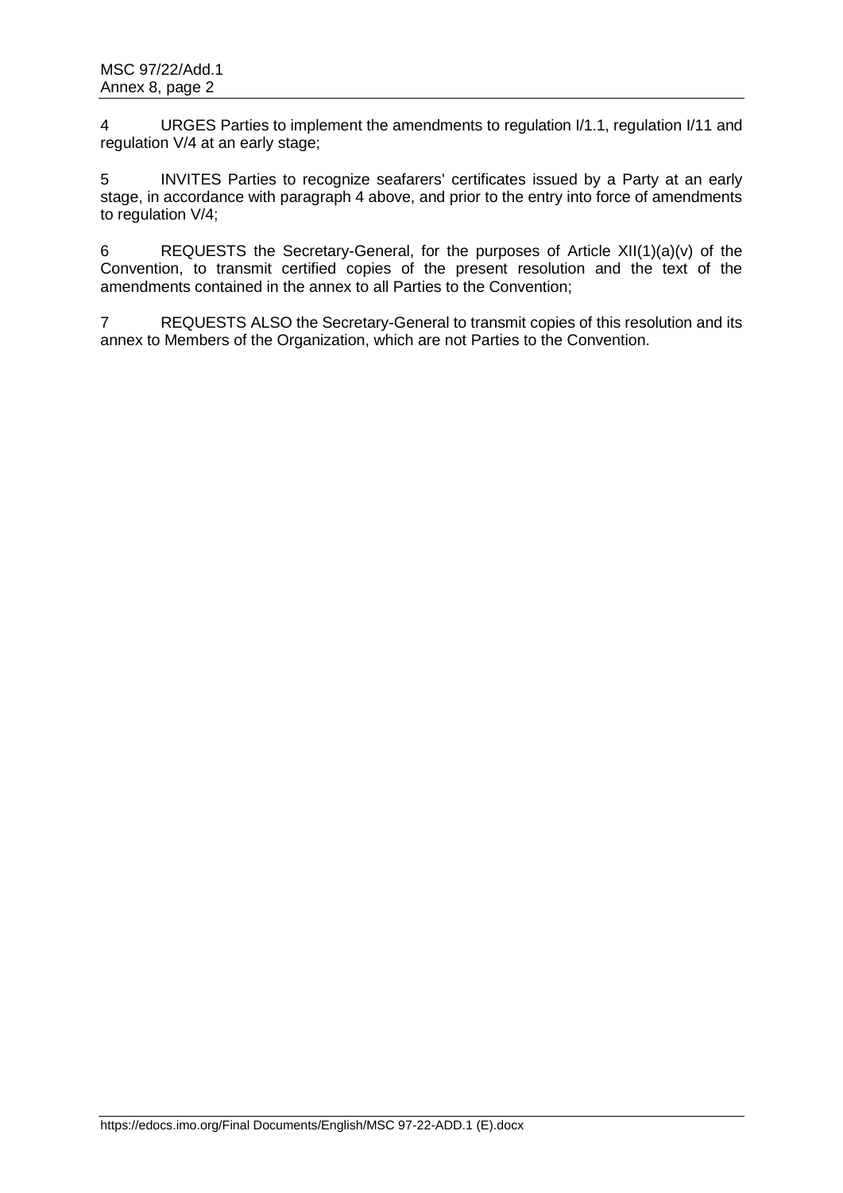4 URGES Parties to implement the amendments to regulation I/1.1, regulation I/11 and regulation V/4 at an early stage;

5 INVITES Parties to recognize seafarers' certificates issued by a Party at an early stage, in accordance with paragraph 4 above, and prior to the entry into force of amendments to regulation V/4;

6 REQUESTS the Secretary-General, for the purposes of Article XII(1)(a)(v) of the Convention, to transmit certified copies of the present resolution and the text of the amendments contained in the annex to all Parties to the Convention;

7 REQUESTS ALSO the Secretary-General to transmit copies of this resolution and its annex to Members of the Organization, which are not Parties to the Convention.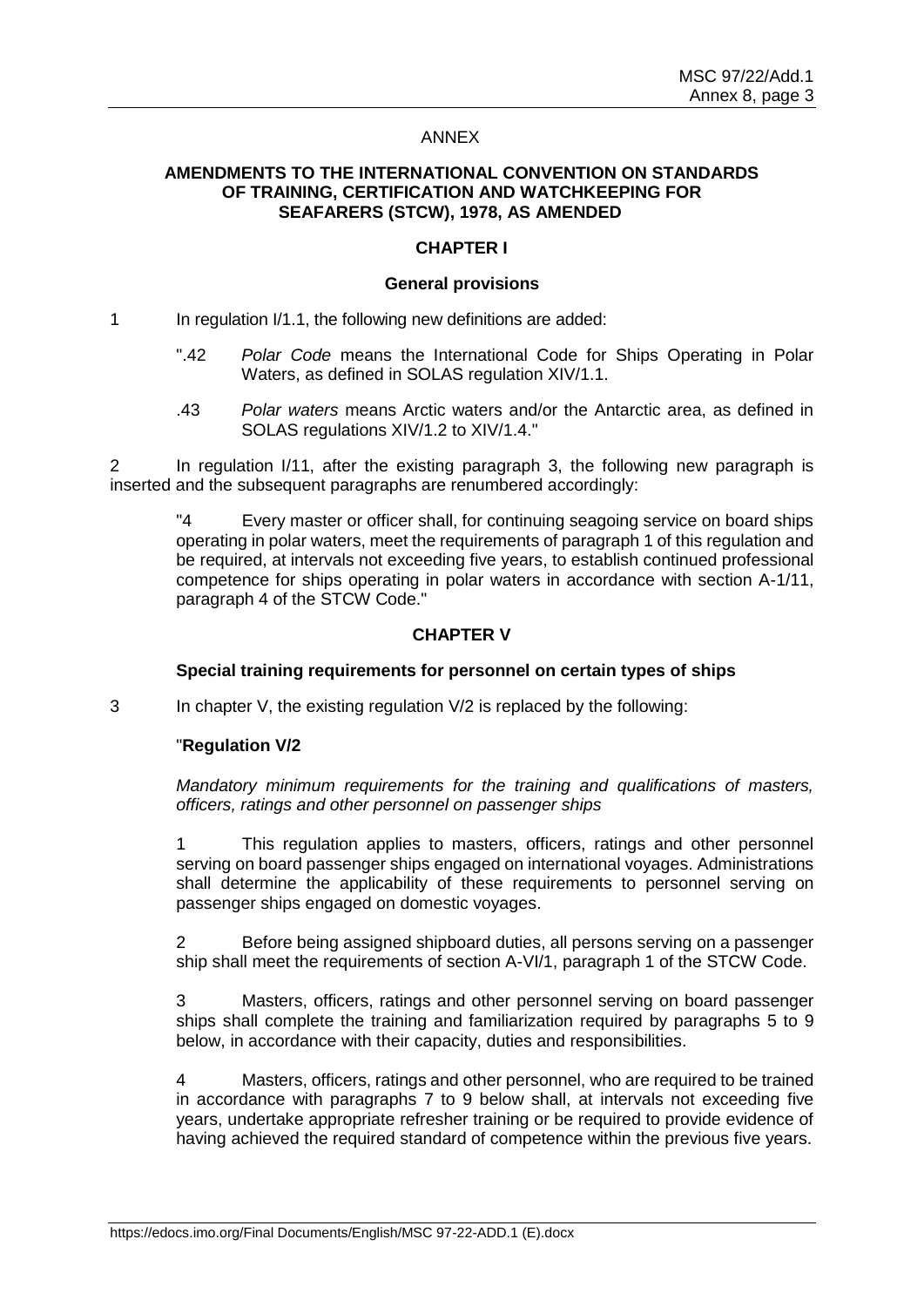ANNEX

**AMENDMENTS TO THE INTERNATIONAL CONVENTION ON STANDARDS OF TRAINING, CERTIFICATION AND WATCHKEEPING FOR SEAFARERS (STCW), 1978, AS AMENDED**

**CHAPTER I**

**General provisions**

1 In regulation I/1.1, the following new definitions are added:

> ".42 *Polar Code* means the International Code for Ships Operating in Polar Waters, as defined in SOLAS regulation XIV/1.1.
>
> .43 *Polar waters* means Arctic waters and/or the Antarctic area, as defined in SOLAS regulations XIV/1.2 to XIV/1.4."

2 In regulation I/11, after the existing paragraph 3, the following new paragraph is inserted and the subsequent paragraphs are renumbered accordingly:

> "4 Every master or officer shall, for continuing seagoing service on board ships operating in polar waters, meet the requirements of paragraph 1 of this regulation and be required, at intervals not exceeding five years, to establish continued professional competence for ships operating in polar waters in accordance with section A-1/11, paragraph 4 of the STCW Code."

**CHAPTER V**

**Special training requirements for personnel on certain types of ships**

3 In chapter V, the existing regulation V/2 is replaced by the following:

> "**Regulation V/2**
>
> *Mandatory minimum requirements for the training and qualifications of masters, officers, ratings and other personnel on passenger ships*
>
> 1 This regulation applies to masters, officers, ratings and other personnel serving on board passenger ships engaged on international voyages. Administrations shall determine the applicability of these requirements to personnel serving on passenger ships engaged on domestic voyages.
>
> 2 Before being assigned shipboard duties, all persons serving on a passenger ship shall meet the requirements of section A-VI/1, paragraph 1 of the STCW Code.
>
> 3 Masters, officers, ratings and other personnel serving on board passenger ships shall complete the training and familiarization required by paragraphs 5 to 9 below, in accordance with their capacity, duties and responsibilities.
>
> 4 Masters, officers, ratings and other personnel, who are required to be trained in accordance with paragraphs 7 to 9 below shall, at intervals not exceeding five years, undertake appropriate refresher training or be required to provide evidence of having achieved the required standard of competence within the previous five years.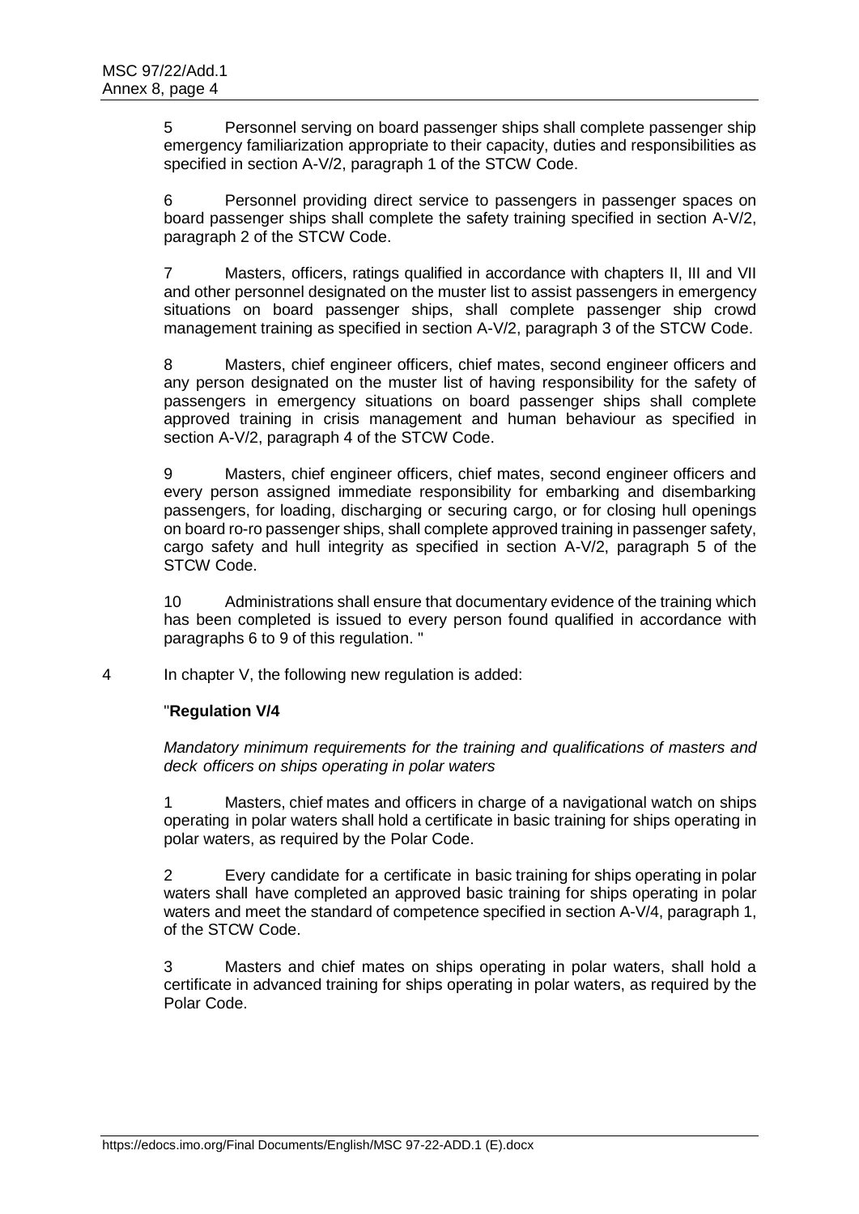5 Personnel serving on board passenger ships shall complete passenger ship emergency familiarization appropriate to their capacity, duties and responsibilities as specified in section A-V/2, paragraph 1 of the STCW Code.

6 Personnel providing direct service to passengers in passenger spaces on board passenger ships shall complete the safety training specified in section A-V/2, paragraph 2 of the STCW Code.

7 Masters, officers, ratings qualified in accordance with chapters II, III and VII and other personnel designated on the muster list to assist passengers in emergency situations on board passenger ships, shall complete passenger ship crowd management training as specified in section A-V/2, paragraph 3 of the STCW Code.

8 Masters, chief engineer officers, chief mates, second engineer officers and any person designated on the muster list of having responsibility for the safety of passengers in emergency situations on board passenger ships shall complete approved training in crisis management and human behaviour as specified in section A-V/2, paragraph 4 of the STCW Code.

9 Masters, chief engineer officers, chief mates, second engineer officers and every person assigned immediate responsibility for embarking and disembarking passengers, for loading, discharging or securing cargo, or for closing hull openings on board ro-ro passenger ships, shall complete approved training in passenger safety, cargo safety and hull integrity as specified in section A-V/2, paragraph 5 of the STCW Code.

10 Administrations shall ensure that documentary evidence of the training which has been completed is issued to every person found qualified in accordance with paragraphs 6 to 9 of this regulation. "

4 In chapter V, the following new regulation is added:

"**Regulation V/4**

*Mandatory minimum requirements for the training and qualifications of masters and deck officers on ships operating in polar waters*

1 Masters, chief mates and officers in charge of a navigational watch on ships operating in polar waters shall hold a certificate in basic training for ships operating in polar waters, as required by the Polar Code.

2 Every candidate for a certificate in basic training for ships operating in polar waters shall have completed an approved basic training for ships operating in polar waters and meet the standard of competence specified in section A-V/4, paragraph 1, of the STCW Code.

3 Masters and chief mates on ships operating in polar waters, shall hold a certificate in advanced training for ships operating in polar waters, as required by the Polar Code.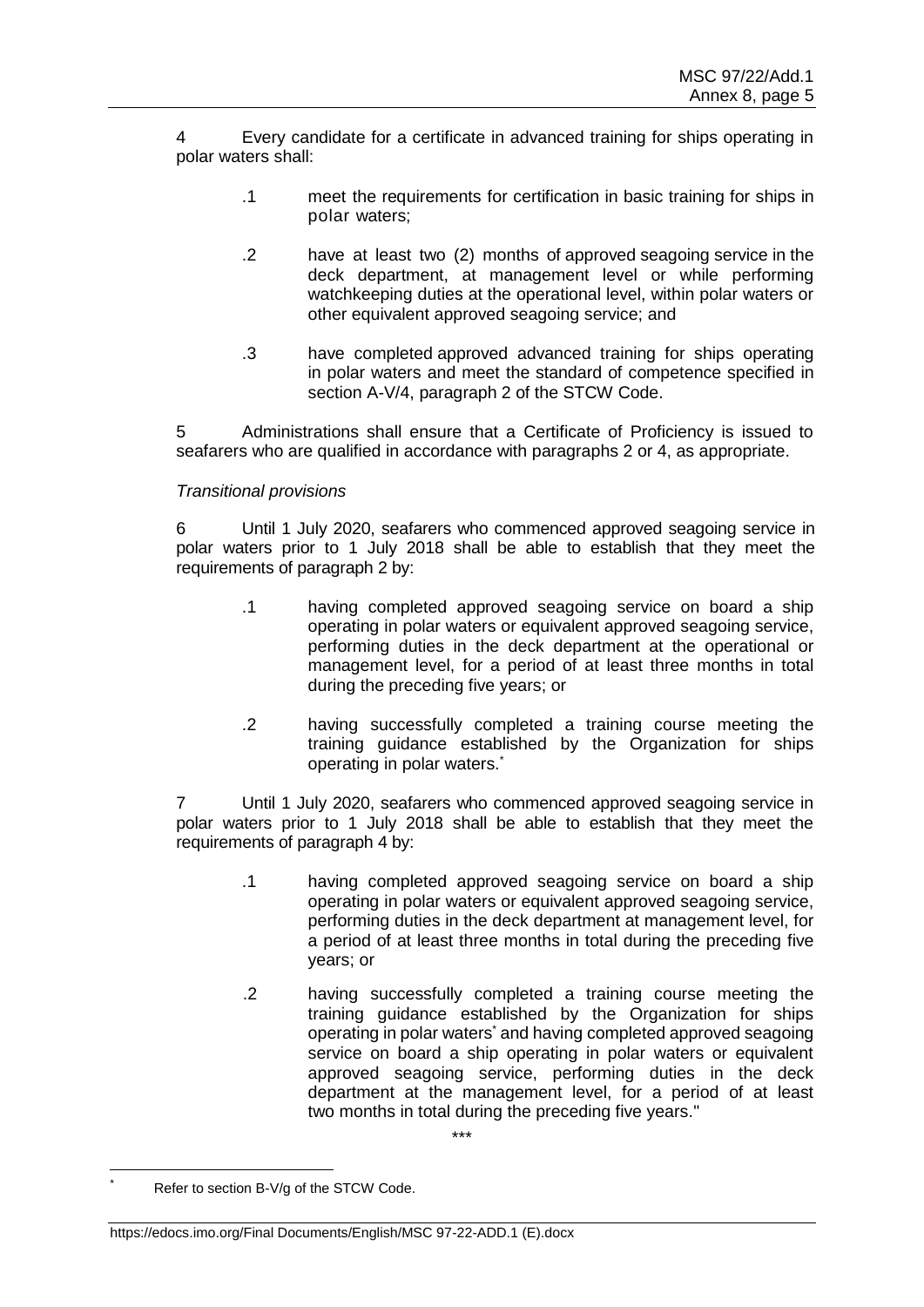4 Every candidate for a certificate in advanced training for ships operating in polar waters shall:

.1 meet the requirements for certification in basic training for ships in polar waters;

.2 have at least two (2) months of approved seagoing service in the deck department, at management level or while performing watchkeeping duties at the operational level, within polar waters or other equivalent approved seagoing service; and

.3 have completed approved advanced training for ships operating in polar waters and meet the standard of competence specified in section A-V/4, paragraph 2 of the STCW Code.

5 Administrations shall ensure that a Certificate of Proficiency is issued to seafarers who are qualified in accordance with paragraphs 2 or 4, as appropriate.

*Transitional provisions*

6 Until 1 July 2020, seafarers who commenced approved seagoing service in polar waters prior to 1 July 2018 shall be able to establish that they meet the requirements of paragraph 2 by:

.1 having completed approved seagoing service on board a ship operating in polar waters or equivalent approved seagoing service, performing duties in the deck department at the operational or management level, for a period of at least three months in total during the preceding five years; or

.2 having successfully completed a training course meeting the training guidance established by the Organization for ships operating in polar waters.*

7 Until 1 July 2020, seafarers who commenced approved seagoing service in polar waters prior to 1 July 2018 shall be able to establish that they meet the requirements of paragraph 4 by:

.1 having completed approved seagoing service on board a ship operating in polar waters or equivalent approved seagoing service, performing duties in the deck department at management level, for a period of at least three months in total during the preceding five years; or

.2 having successfully completed a training course meeting the training guidance established by the Organization for ships operating in polar waters* and having completed approved seagoing service on board a ship operating in polar waters or equivalent approved seagoing service, performing duties in the deck department at the management level, for a period of at least two months in total during the preceding five years."

\*\*\*

---

* Refer to section B-V/g of the STCW Code.